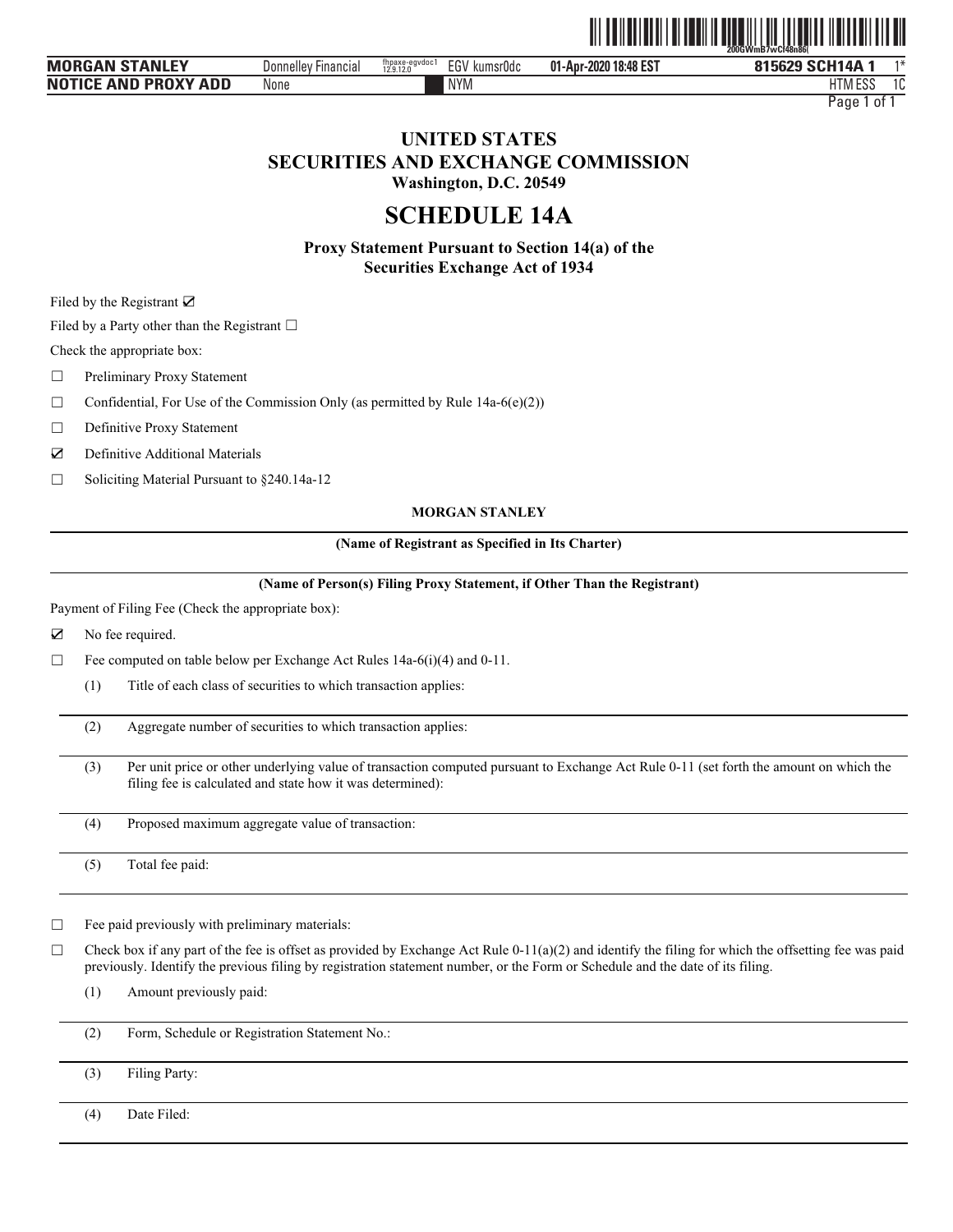# UNITED STATES
# SECURITIES AND EXCHANGE COMMISSION
**Washington, D.C. 20549**

# SCHEDULE 14A

**Proxy Statement Pursuant to Section 14(a) of the Securities Exchange Act of 1934**

Filed by the Registrant ☑

Filed by a Party other than the Registrant ☐

Check the appropriate box:

☐ Preliminary Proxy Statement

☐ Confidential, For Use of the Commission Only (as permitted by Rule 14a-6(e)(2))

☐ Definitive Proxy Statement

☑ Definitive Additional Materials

☐ Soliciting Material Pursuant to §240.14a-12

**MORGAN STANLEY**

**(Name of Registrant as Specified in Its Charter)**

**(Name of Person(s) Filing Proxy Statement, if Other Than the Registrant)**

Payment of Filing Fee (Check the appropriate box):

☑ No fee required.

☐ Fee computed on table below per Exchange Act Rules 14a-6(i)(4) and 0-11.

(1) Title of each class of securities to which transaction applies:

(2) Aggregate number of securities to which transaction applies:

(3) Per unit price or other underlying value of transaction computed pursuant to Exchange Act Rule 0-11 (set forth the amount on which the filing fee is calculated and state how it was determined):

(4) Proposed maximum aggregate value of transaction:

(5) Total fee paid:

☐ Fee paid previously with preliminary materials:

☐ Check box if any part of the fee is offset as provided by Exchange Act Rule 0-11(a)(2) and identify the filing for which the offsetting fee was paid previously. Identify the previous filing by registration statement number, or the Form or Schedule and the date of its filing.

(1) Amount previously paid:

(2) Form, Schedule or Registration Statement No.:

(3) Filing Party:

(4) Date Filed: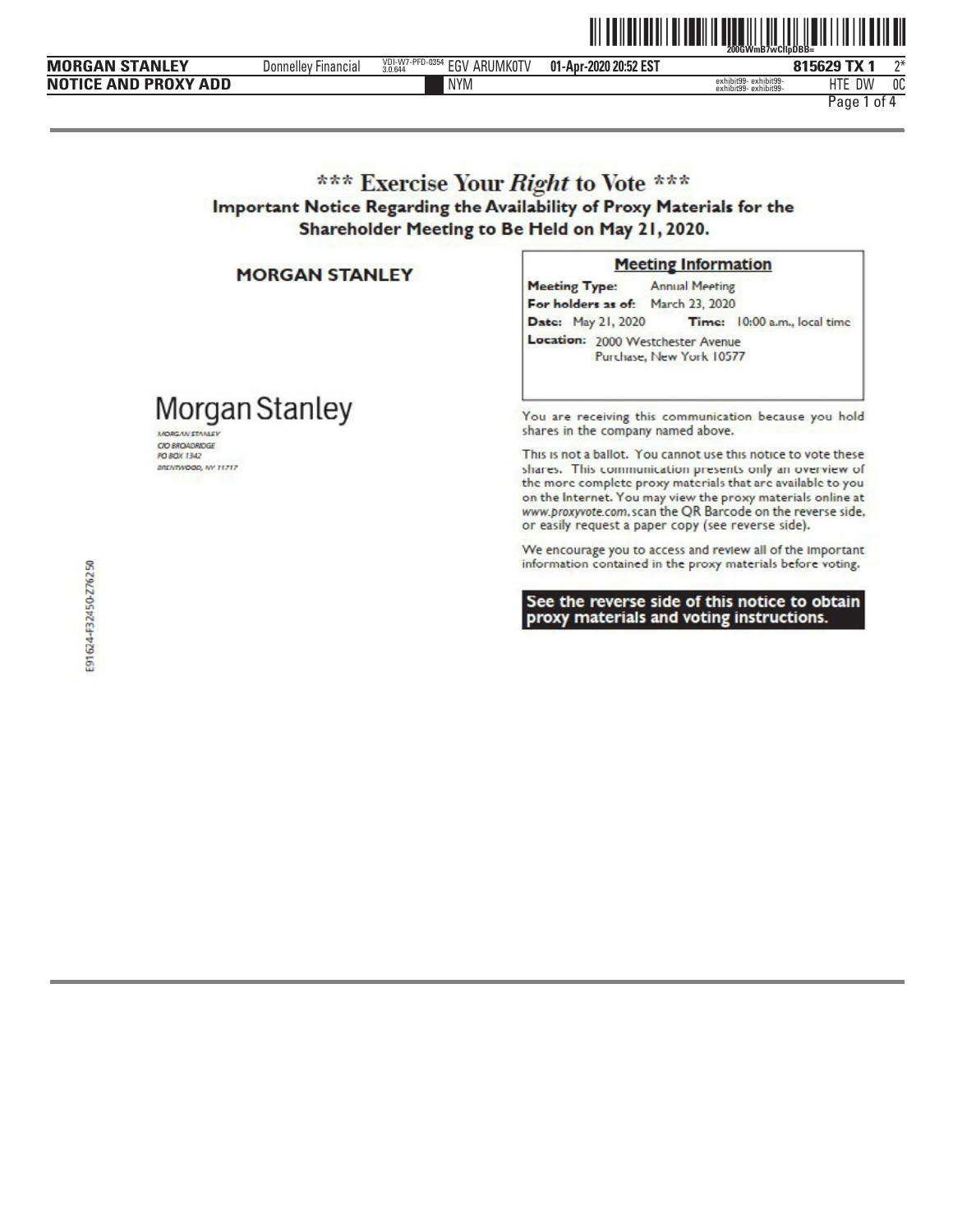# *** Exercise Your *Right* to Vote ***

## Important Notice Regarding the Availability of Proxy Materials for the Shareholder Meeting to Be Held on May 21, 2020.

**MORGAN STANLEY**

Morgan Stanley

MORGAN STANLEY
C/O BROADRIDGE
PO BOX 1342
BRENTWOOD, NY 11717

E91624-F32450-Z76250

**Meeting Information**

**Meeting Type:** Annual Meeting
**For holders as of:** March 23, 2020
**Date:** May 21, 2020 **Time:** 10:00 a.m., local time
**Location:** 2000 Westchester Avenue
Purchase, New York 10577

You are receiving this communication because you hold shares in the company named above.

This is not a ballot. You cannot use this notice to vote these shares. This communication presents only an overview of the more complete proxy materials that are available to you on the Internet. You may view the proxy materials online at *www.proxyvote.com*, scan the QR Barcode on the reverse side, or easily request a paper copy (see reverse side).

We encourage you to access and review all of the important information contained in the proxy materials before voting.

**See the reverse side of this notice to obtain proxy materials and voting instructions.**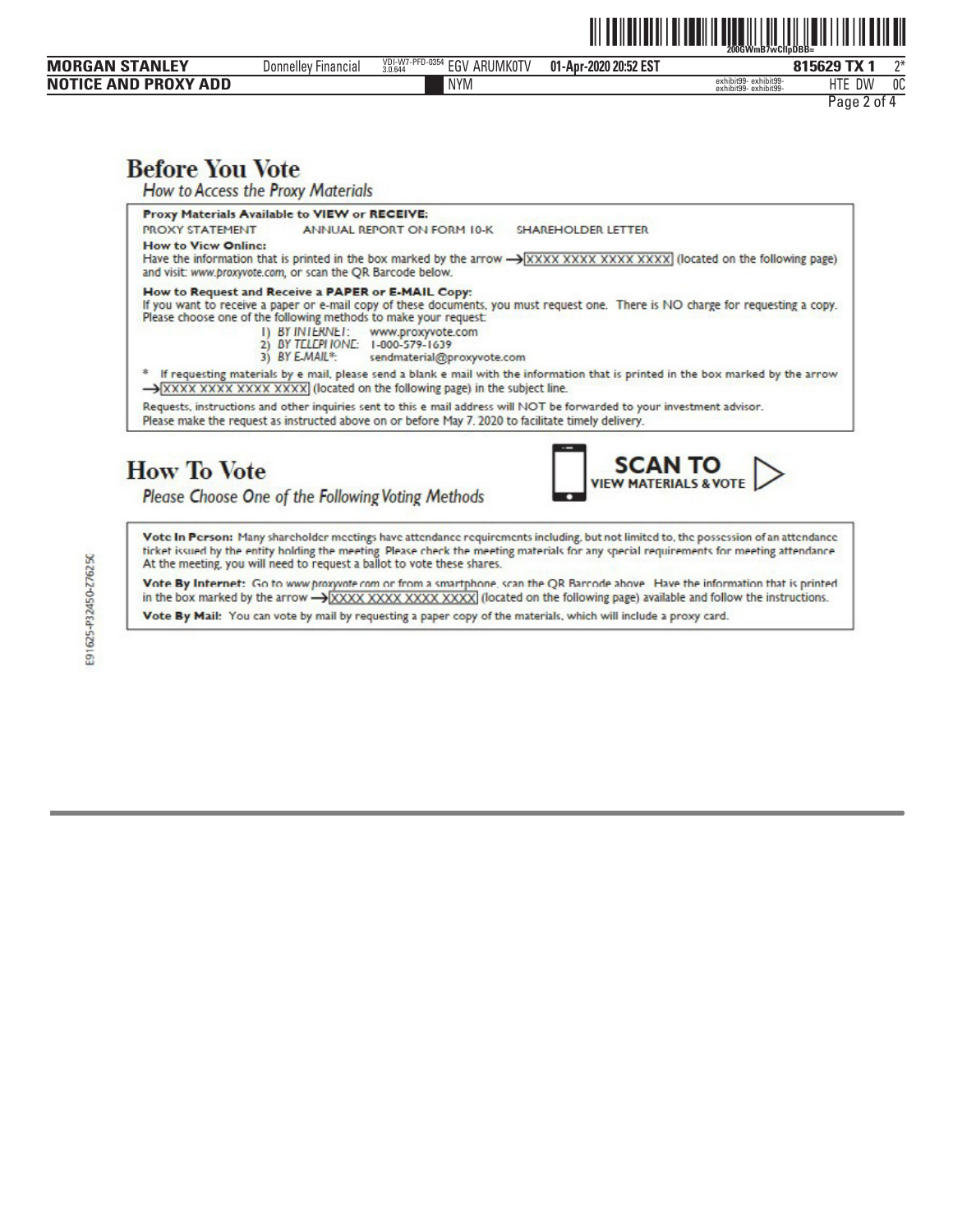# Before You Vote

*How to Access the Proxy Materials*

**Proxy Materials Available to VIEW or RECEIVE:**

PROXY STATEMENT ANNUAL REPORT ON FORM 10-K SHAREHOLDER LETTER

**How to View Online:**

Have the information that is printed in the box marked by the arrow → XXXX XXXX XXXX XXXX (located on the following page) and visit: *www.proxyvote.com*, or scan the QR Barcode below.

**How to Request and Receive a PAPER or E-MAIL Copy:**

If you want to receive a paper or e-mail copy of these documents, you must request one. There is NO charge for requesting a copy. Please choose one of the following methods to make your request:

1) *BY INTERNET*: www.proxyvote.com
2) *BY TELEPHONE*: 1-800-579-1639
3) *BY E-MAIL**: sendmaterial@proxyvote.com

* If requesting materials by e-mail, please send a blank e-mail with the information that is printed in the box marked by the arrow → XXXX XXXX XXXX XXXX (located on the following page) in the subject line.

Requests, instructions and other inquiries sent to this e-mail address will NOT be forwarded to your investment advisor. Please make the request as instructed above on or before May 7, 2020 to facilitate timely delivery.

# How To Vote

*Please Choose One of the Following Voting Methods*

**SCAN TO VIEW MATERIALS & VOTE**

**Vote In Person:** Many shareholder meetings have attendance requirements including, but not limited to, the possession of an attendance ticket issued by the entity holding the meeting. Please check the meeting materials for any special requirements for meeting attendance. At the meeting, you will need to request a ballot to vote these shares.

**Vote By Internet:** Go to *www.proxyvote.com* or from a smartphone, scan the QR Barcode above. Have the information that is printed in the box marked by the arrow → XXXX XXXX XXXX XXXX (located on the following page) available and follow the instructions.

**Vote By Mail:** You can vote by mail by requesting a paper copy of the materials, which will include a proxy card.

E91625-P32450-Z76250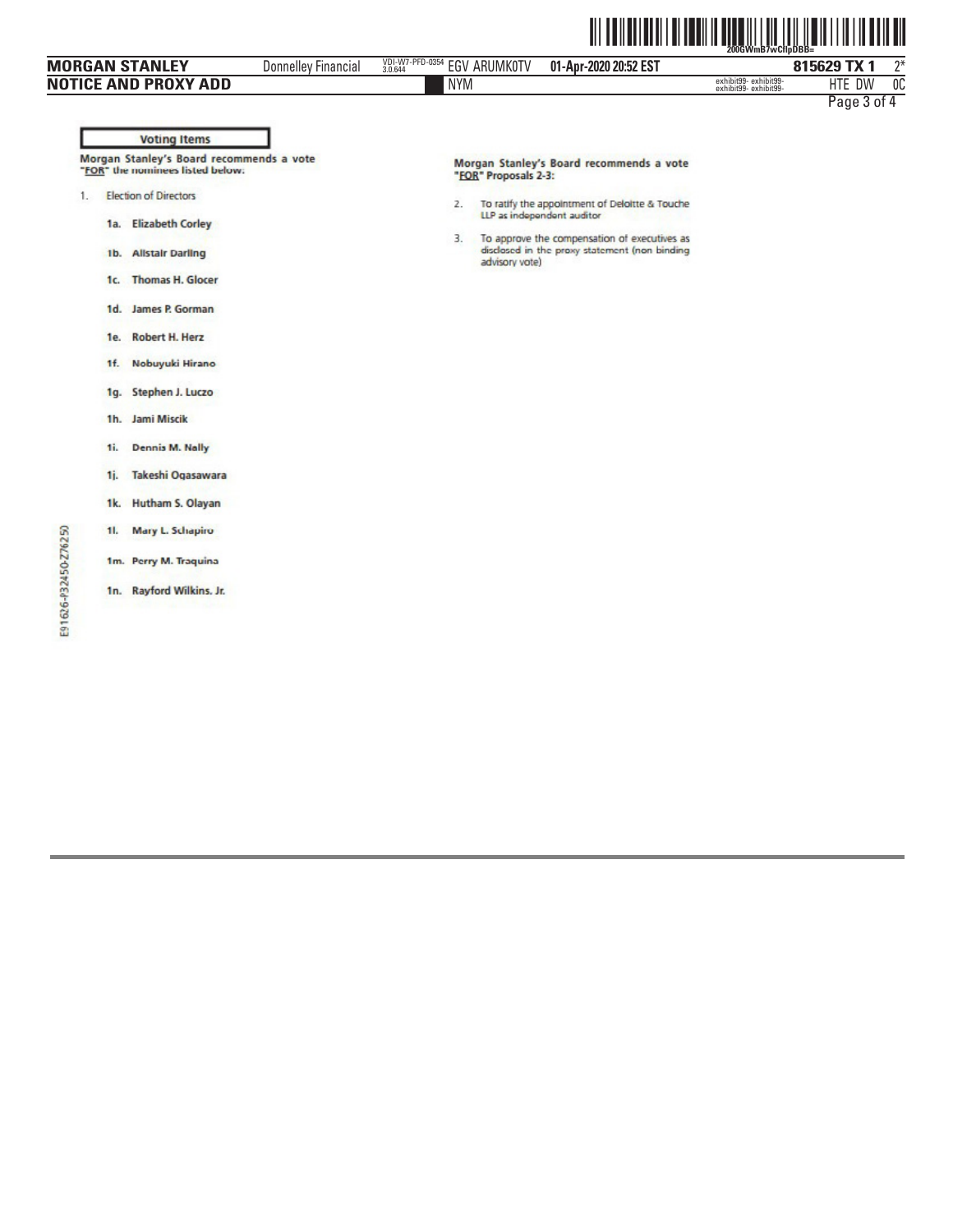## Voting Items

**Morgan Stanley's Board recommends a vote "FOR" the nominees listed below:**

1. Election of Directors

   - **1a. Elizabeth Corley**
   - **1b. Alistair Darling**
   - **1c. Thomas H. Glocer**
   - **1d. James P. Gorman**
   - **1e. Robert H. Herz**
   - **1f. Nobuyuki Hirano**
   - **1g. Stephen J. Luczo**
   - **1h. Jami Miscik**
   - **1i. Dennis M. Nally**
   - **1j. Takeshi Ogasawara**
   - **1k. Hutham S. Olayan**
   - **1l. Mary L. Schapiro**
   - **1m. Perry M. Traquina**
   - **1n. Rayford Wilkins. Jr.**

**Morgan Stanley's Board recommends a vote "FOR" Proposals 2-3:**

2. To ratify the appointment of Deloitte & Touche LLP as independent auditor
3. To approve the compensation of executives as disclosed in the proxy statement (non binding advisory vote)

E91626-P32450-Z76250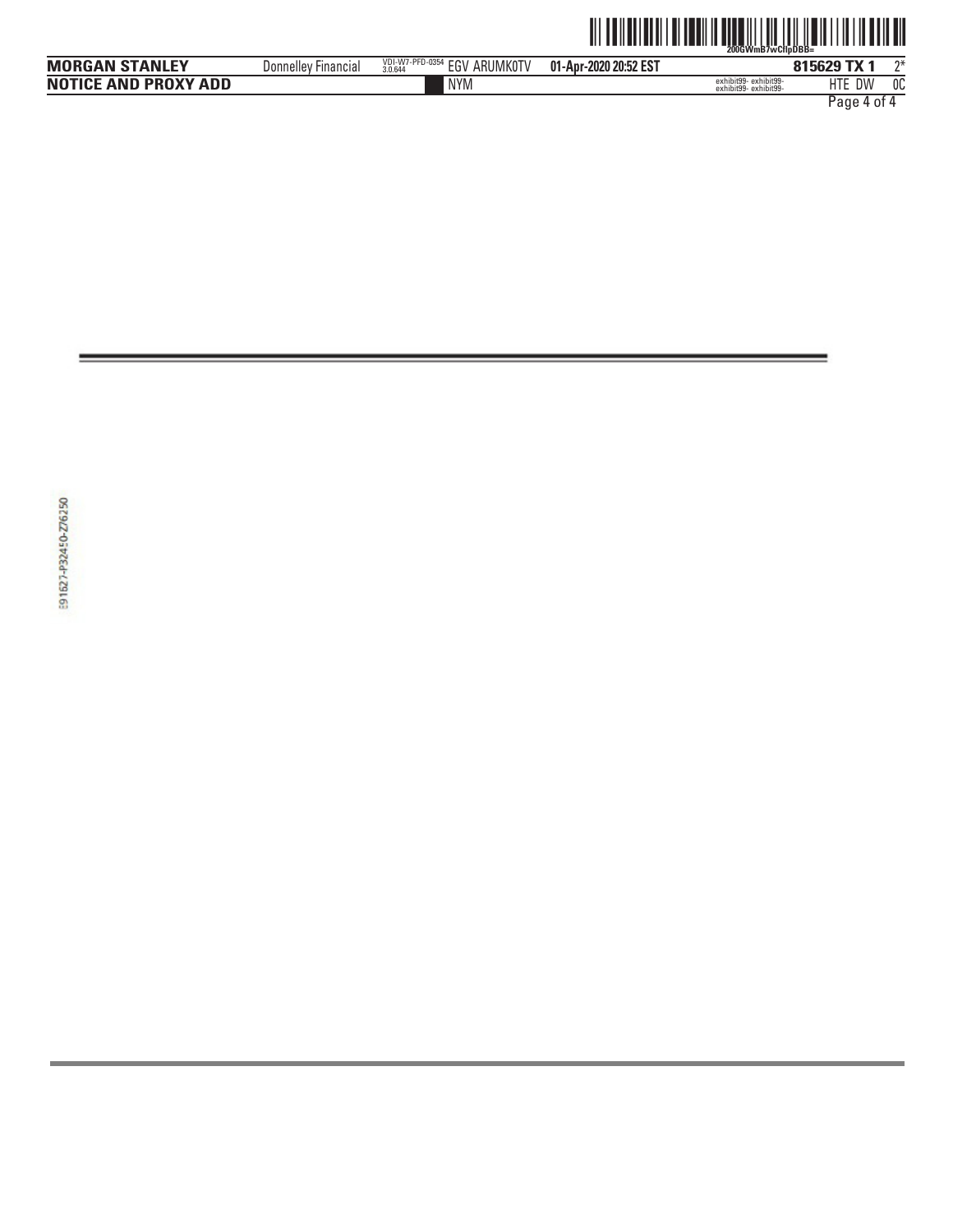E91627-P32450-Z76250